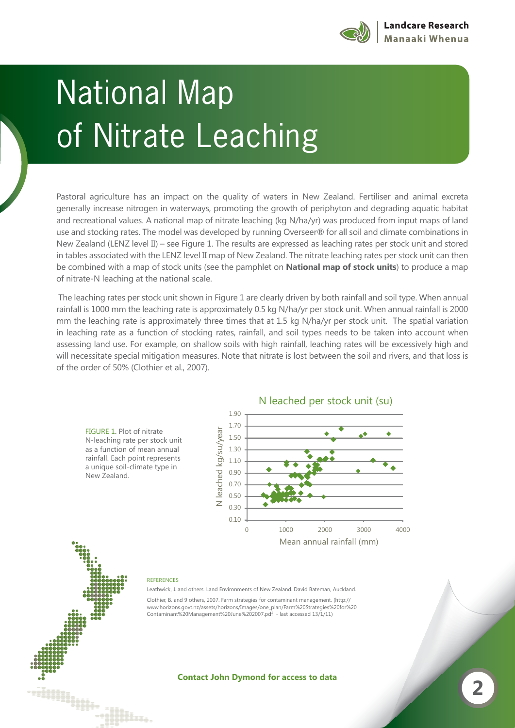# National Map of Nitrate Leaching

Pastoral agriculture has an impact on the quality of waters in New Zealand. Fertiliser and animal excreta generally increase nitrogen in waterways, promoting the growth of periphyton and degrading aquatic habitat and recreational values. A national map of nitrate leaching (kg N/ha/yr) was produced from input maps of land use and stocking rates. The model was developed by running Overseer® for all soil and climate combinations in New Zealand (LENZ level II) – see Figure 1. The results are expressed as leaching rates per stock unit and stored in tables associated with the LENZ level II map of New Zealand. The nitrate leaching rates per stock unit can then be combined with a map of stock units (see the pamphlet on **National map of stock units**) to produce a map of nitrate-N leaching at the national scale.

The leaching rates per stock unit shown in Figure 1 are clearly driven by both rainfall and soil type. When annual rainfall is 1000 mm the leaching rate is approximately 0.5 kg N/ha/yr per stock unit. When annual rainfall is 2000 mm the leaching rate is approximately three times that at 1.5 kg N/ha/yr per stock unit. The spatial variation in leaching rate as a function of stocking rates, rainfall, and soil types needs to be taken into account when assessing land use. For example, on shallow soils with high rainfall, leaching rates will be excessively high and will necessitate special mitigation measures. Note that nitrate is lost between the soil and rivers, and that loss is of the order of 50% (Clothier et al., 2007).

FIGURE 1. Plot of nitrate N-leaching rate per stock unit as a function of mean annual rainfall. Each point represents a unique soil-climate type in New Zealand.

REFERENCES

Leathwick, J. and others. Land Environments of New Zealand. David Bateman, Auckland.

Clothier, B. and 9 others, 2007. Farm strategies for contaminant management. (http://www.horizons.govt.nz/assets/horizons/Images/one_plan/Farm%20Strategies%20for%20Contaminant%20Management%20June%202007.pdf - last accessed 13/1/11)

**Contact John Dymond for access to data**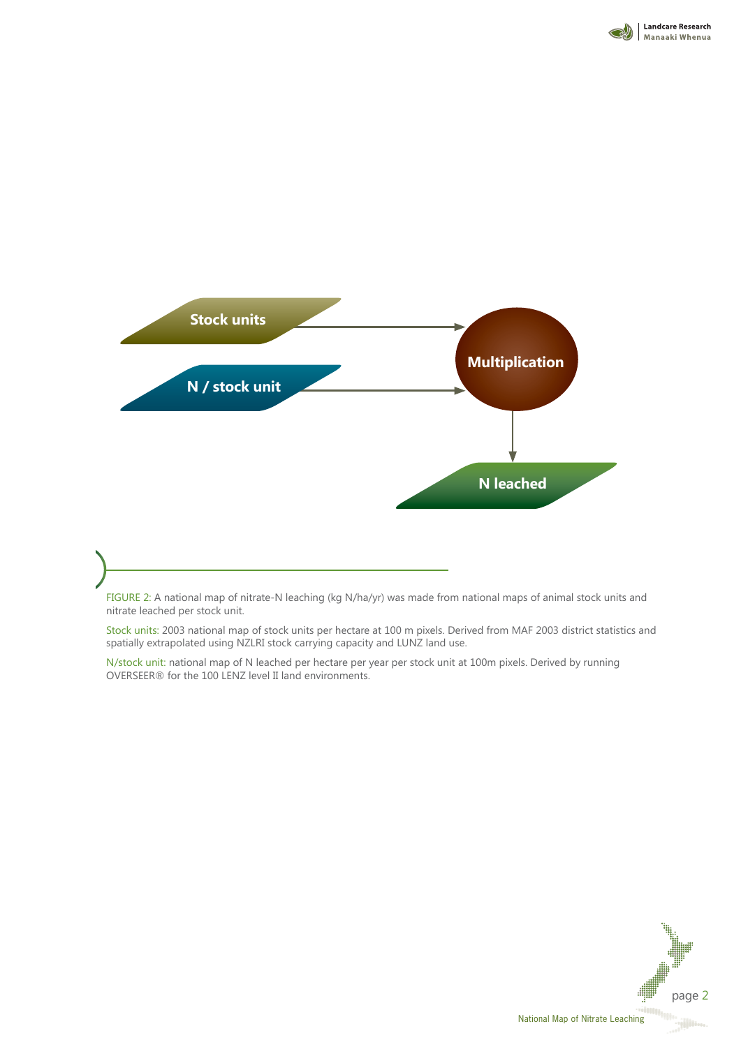Stock units → Multiplication

N / stock unit → Multiplication

Multiplication → N leached

FIGURE 2: A national map of nitrate-N leaching (kg N/ha/yr) was made from national maps of animal stock units and nitrate leached per stock unit.

Stock units: 2003 national map of stock units per hectare at 100 m pixels. Derived from MAF 2003 district statistics and spatially extrapolated using NZLRI stock carrying capacity and LUNZ land use.

N/stock unit: national map of N leached per hectare per year per stock unit at 100m pixels. Derived by running OVERSEER® for the 100 LENZ level II land environments.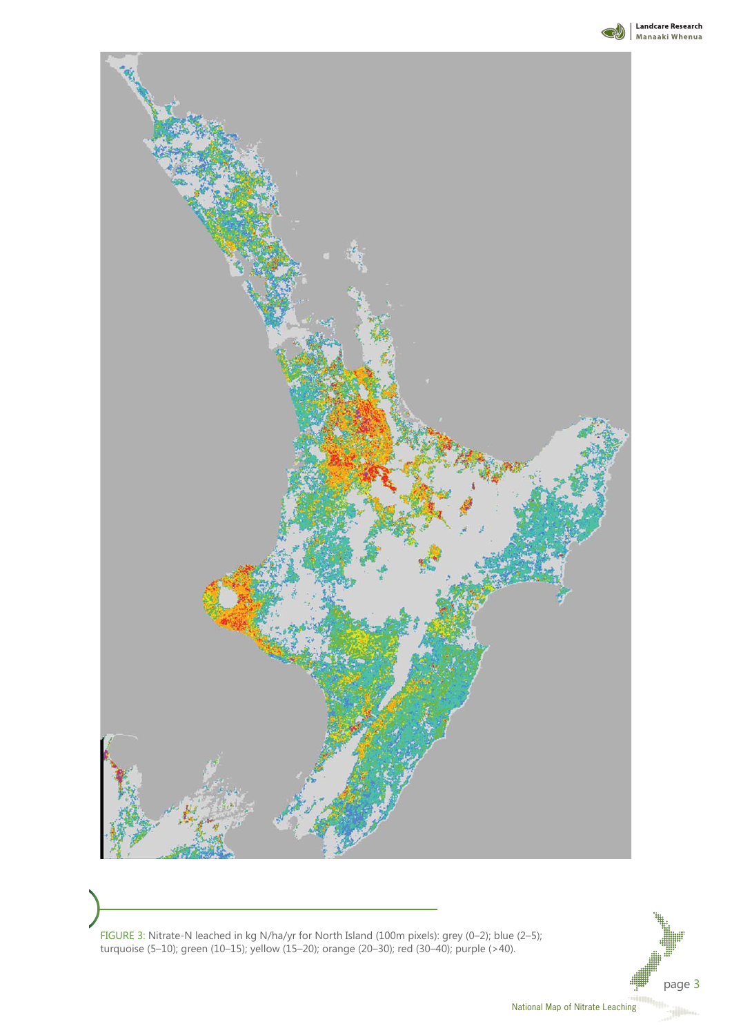FIGURE 3: Nitrate-N leached in kg N/ha/yr for North Island (100m pixels): grey (0–2); blue (2–5); turquoise (5–10); green (10–15); yellow (15–20); orange (20–30); red (30–40); purple (>40).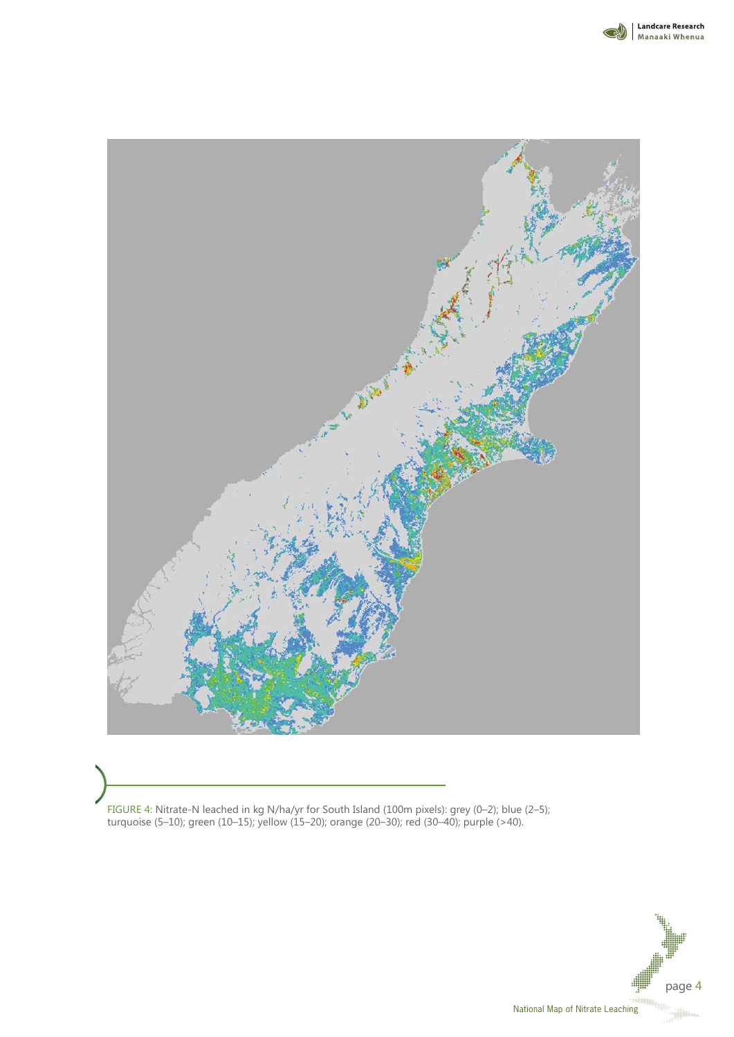FIGURE 4: Nitrate-N leached in kg N/ha/yr for South Island (100m pixels): grey (0–2); blue (2–5); turquoise (5–10); green (10–15); yellow (15–20); orange (20–30); red (30–40); purple (>40).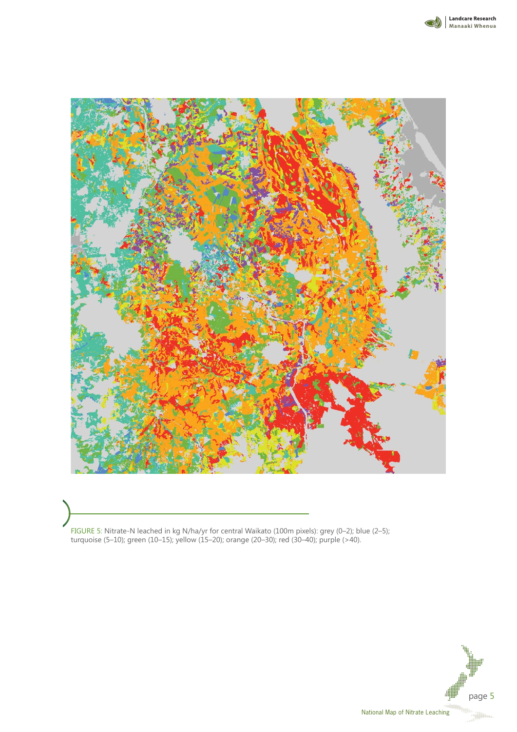FIGURE 5: Nitrate-N leached in kg N/ha/yr for central Waikato (100m pixels): grey (0–2); blue (2–5); turquoise (5–10); green (10–15); yellow (15–20); orange (20–30); red (30–40); purple (>40).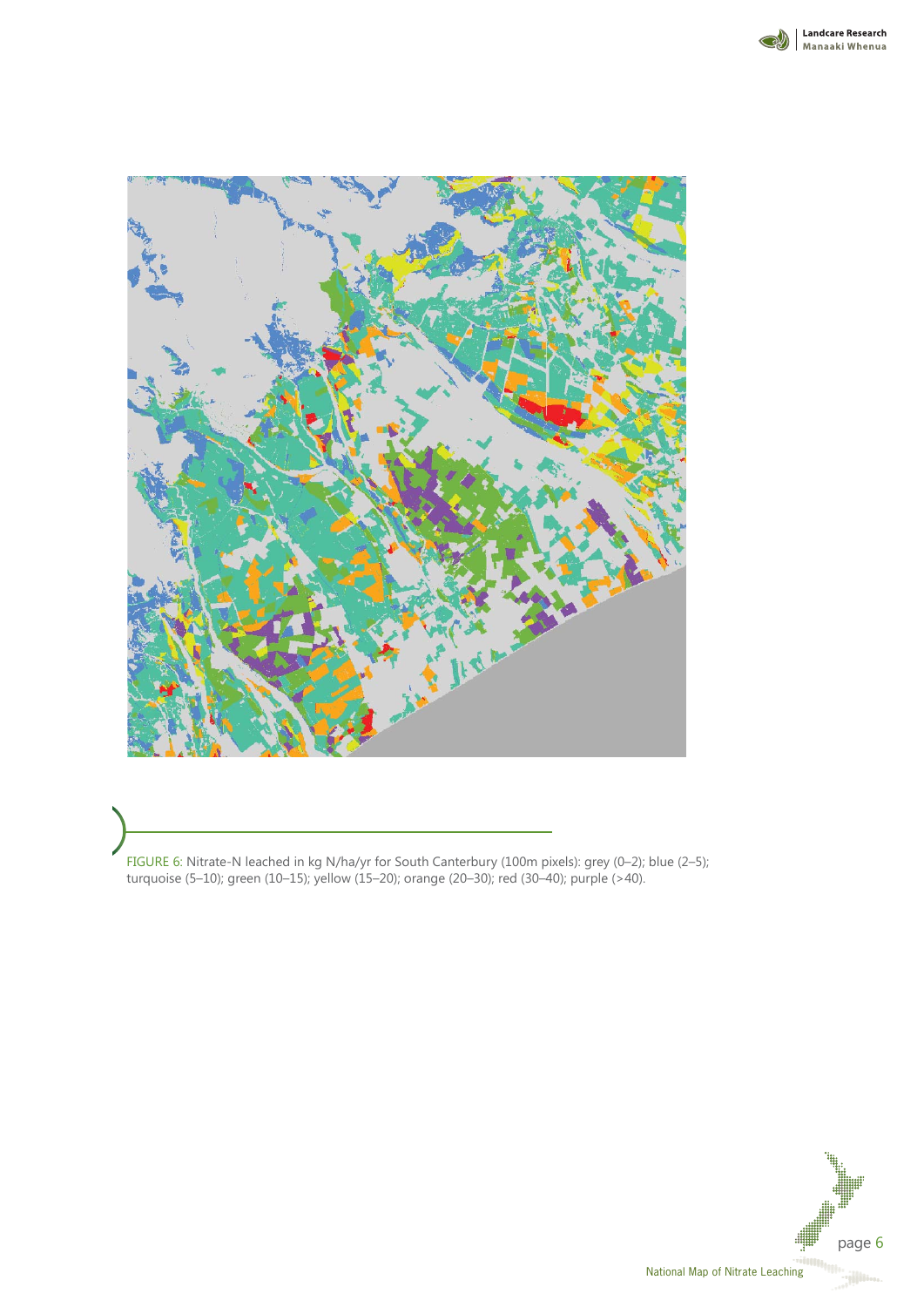FIGURE 6: Nitrate-N leached in kg N/ha/yr for South Canterbury (100m pixels): grey (0–2); blue (2–5); turquoise (5–10); green (10–15); yellow (15–20); orange (20–30); red (30–40); purple (>40).